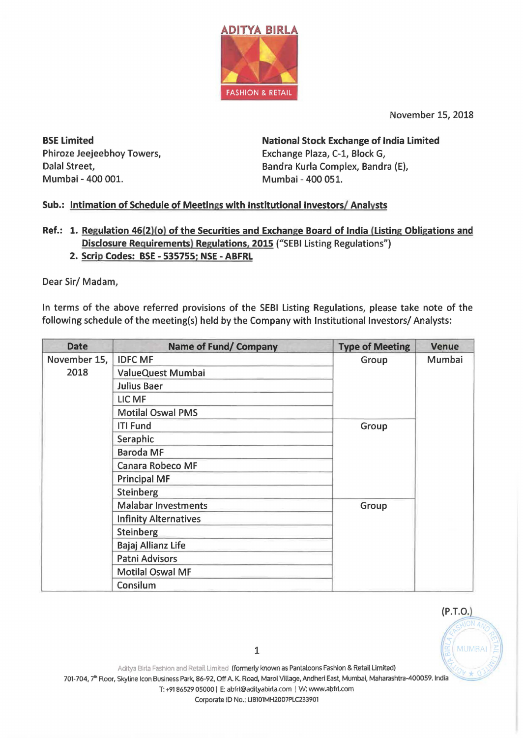ADITYA BIRLA
FASHION & RETAIL

November 15, 2018

**BSE Limited**
Phiroze Jeejeebhoy Towers,
Dalal Street,
Mumbai - 400 001.

**National Stock Exchange of India Limited**
Exchange Plaza, C-1, Block G,
Bandra Kurla Complex, Bandra (E),
Mumbai - 400 051.

**Sub.: Intimation of Schedule of Meetings with Institutional Investors/ Analysts**

**Ref.:**
1. **Regulation 46(2)(o) of the Securities and Exchange Board of India (Listing Obligations and Disclosure Requirements) Regulations, 2015** ("SEBI Listing Regulations")
2. **Scrip Codes: BSE - 535755; NSE - ABFRL**

Dear Sir/ Madam,

In terms of the above referred provisions of the SEBI Listing Regulations, please take note of the following schedule of the meeting(s) held by the Company with Institutional Investors/ Analysts:

| Date | Name of Fund/ Company | Type of Meeting | Venue |
|---|---|---|---|
| November 15, 2018 | IDFC MF | Group | Mumbai |
| | ValueQuest Mumbai | | |
| | Julius Baer | | |
| | LIC MF | | |
| | Motilal Oswal PMS | | |
| | ITI Fund | Group | |
| | Seraphic | | |
| | Baroda MF | | |
| | Canara Robeco MF | | |
| | Principal MF | | |
| | Steinberg | | |
| | Malabar Investments | Group | |
| | Infinity Alternatives | | |
| | Steinberg | | |
| | Bajaj Allianz Life | | |
| | Patni Advisors | | |
| | Motilal Oswal MF | | |
| | Consilum | | |

(P.T.O.)

Aditya Birla Fashion and Retail Limited (formerly known as Pantaloons Fashion & Retail Limited)
701-704, 7th Floor, Skyline Icon Business Park, 86-92, Off A. K. Road, Marol Village, Andheri East, Mumbai, Maharashtra-400059. India
T: +91 86529 05000 | E: abfrl@adityabirla.com | W: www.abfrl.com
Corporate ID No.: L18101MH2007PLC233901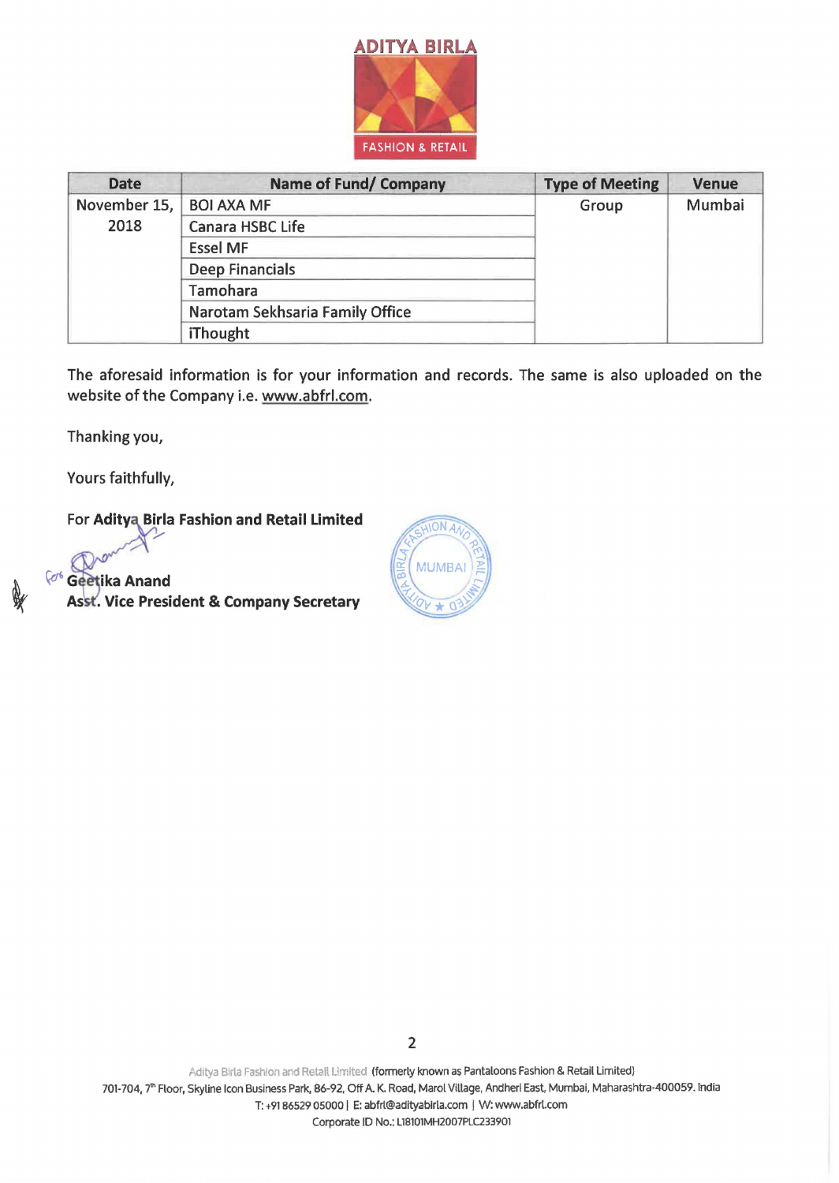| Date | Name of Fund/ Company | Type of Meeting | Venue |
|---|---|---|---|
| November 15, 2018 | BOI AXA MF | Group | Mumbai |
| | Canara HSBC Life | | |
| | Essel MF | | |
| | Deep Financials | | |
| | Tamohara | | |
| | Narotam Sekhsaria Family Office | | |
| | iThought | | |

The aforesaid information is for your information and records. The same is also uploaded on the website of the Company i.e. www.abfrl.com.

Thanking you,

Yours faithfully,

For **Aditya Birla Fashion and Retail Limited**

**Geetika Anand**
**Asst. Vice President & Company Secretary**

Aditya Birla Fashion and Retail Limited (formerly known as Pantaloons Fashion & Retail Limited)
701-704, 7th Floor, Skyline Icon Business Park, 86-92, Off A. K. Road, Marol Village, Andheri East, Mumbai, Maharashtra-400059. India
T: +91 86529 05000 | E: abfrl@adityabirla.com | W: www.abfrl.com
Corporate ID No.: L18101MH2007PLC233901